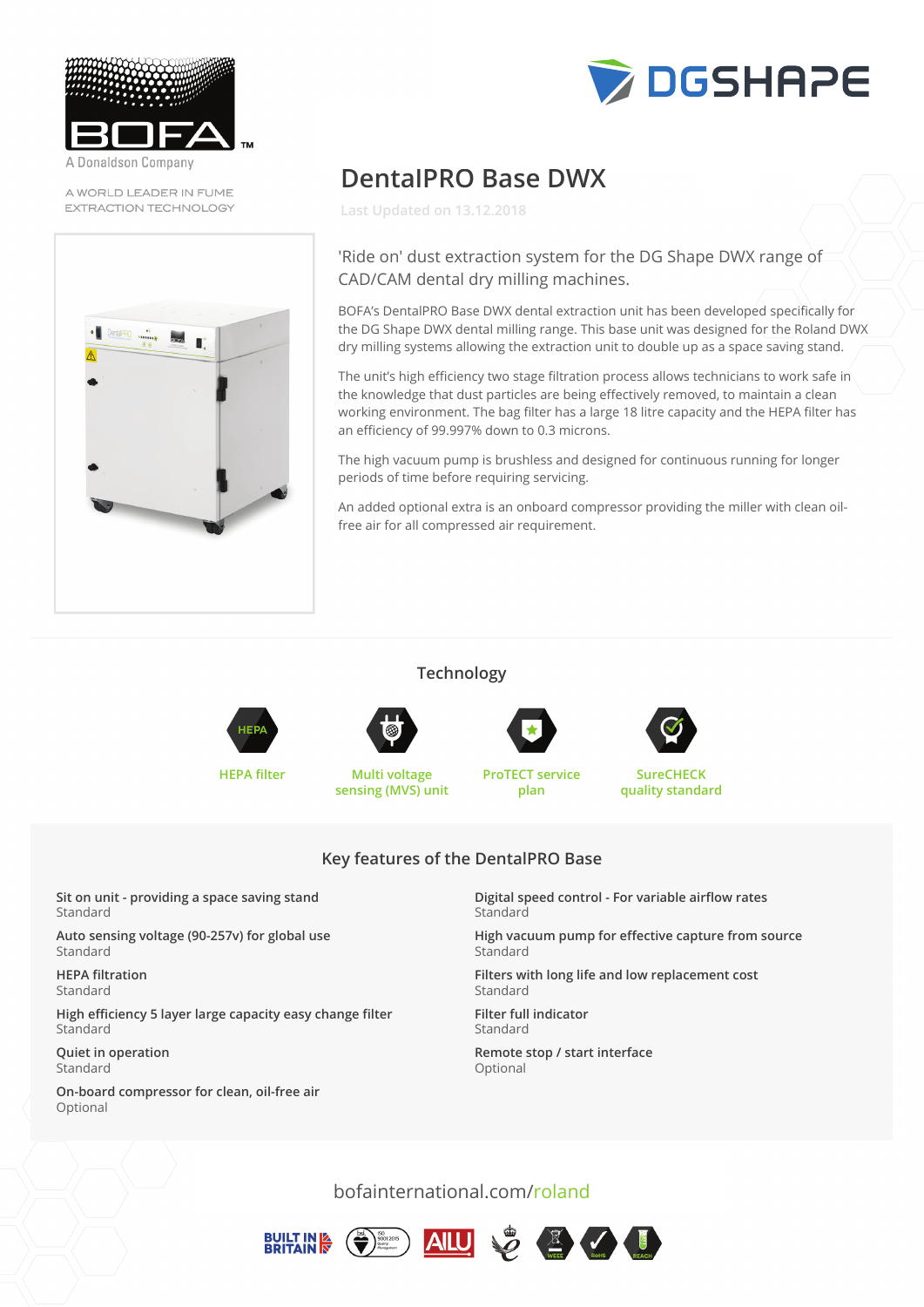BOFA

A Donaldson Company

A WORLD LEADER IN FUME EXTRACTION TECHNOLOGY

DGSHAPE

# DentalPRO Base DWX

Last Updated on 13.12.2018

'Ride on' dust extraction system for the DG Shape DWX range of CAD/CAM dental dry milling machines.

BOFA's DentalPRO Base DWX dental extraction unit has been developed specifically for the DG Shape DWX dental milling range. This base unit was designed for the Roland DWX dry milling systems allowing the extraction unit to double up as a space saving stand.

The unit's high efficiency two stage filtration process allows technicians to work safe in the knowledge that dust particles are being effectively removed, to maintain a clean working environment. The bag filter has a large 18 litre capacity and the HEPA filter has an efficiency of 99.997% down to 0.3 microns.

The high vacuum pump is brushless and designed for continuous running for longer periods of time before requiring servicing.

An added optional extra is an onboard compressor providing the miller with clean oil-free air for all compressed air requirement.

## Technology

- HEPA filter
- Multi voltage sensing (MVS) unit
- ProTECT service plan
- SureCHECK quality standard

## Key features of the DentalPRO Base

**Sit on unit - providing a space saving stand**
Standard

**Auto sensing voltage (90-257v) for global use**
Standard

**HEPA filtration**
Standard

**High efficiency 5 layer large capacity easy change filter**
Standard

**Quiet in operation**
Standard

**On-board compressor for clean, oil-free air**
Optional

**Digital speed control - For variable airflow rates**
Standard

**High vacuum pump for effective capture from source**
Standard

**Filters with long life and low replacement cost**
Standard

**Filter full indicator**
Standard

**Remote stop / start interface**
Optional

bofainternational.com/roland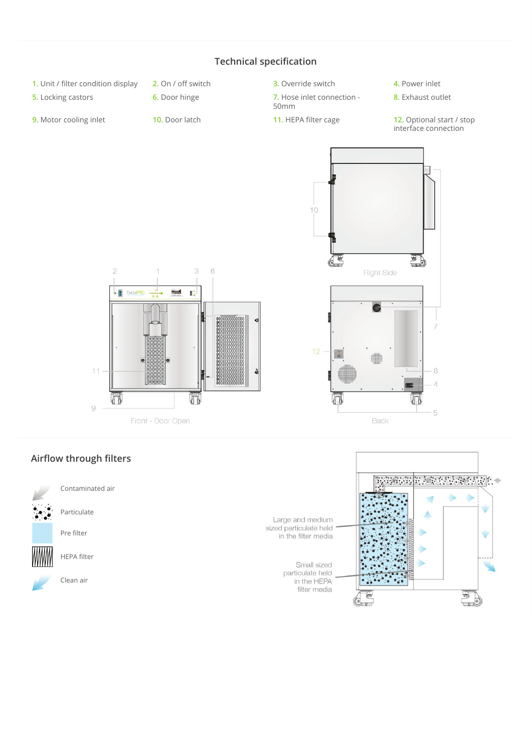## Technical specification

1. Unit / filter condition display
2. On / off switch
3. Override switch
4. Power inlet
5. Locking castors
6. Door hinge
7. Hose inlet connection - 50mm
8. Exhaust outlet
9. Motor cooling inlet
10. Door latch
11. HEPA filter cage
12. Optional start / stop interface connection

Right Side

Front - Door Open

Back

## Airflow through filters

- Contaminated air
- Particulate
- Pre filter
- HEPA filter
- Clean air

Large and medium sized particulate held in the filter media

Small sized particulate held in the HEPA filter media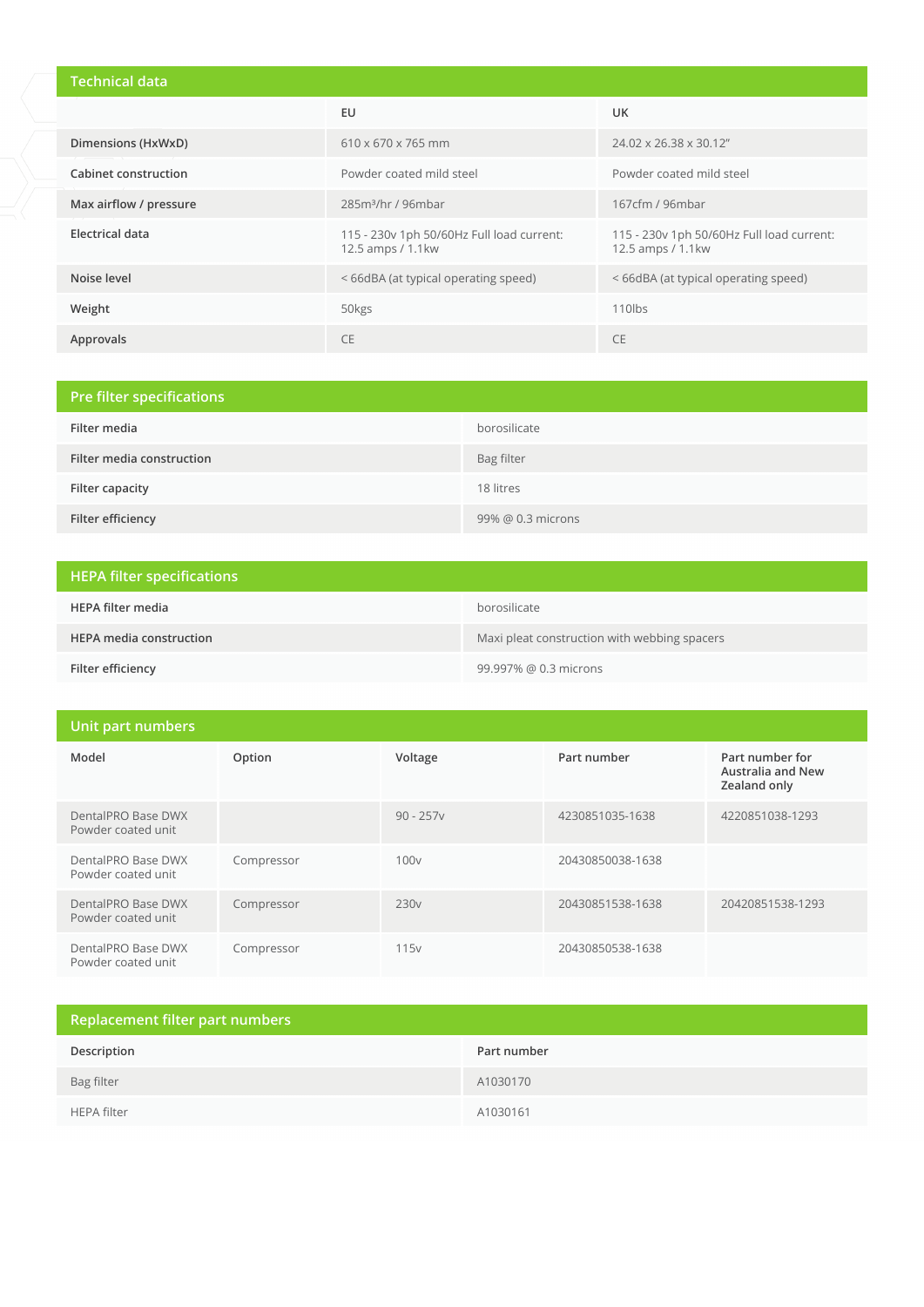## Technical data

| | EU | UK |
|---|---|---|
| **Dimensions (HxWxD)** | 610 x 670 x 765 mm | 24.02 x 26.38 x 30.12” |
| **Cabinet construction** | Powder coated mild steel | Powder coated mild steel |
| **Max airflow / pressure** | 285m³/hr / 96mbar | 167cfm / 96mbar |
| **Electrical data** | 115 - 230v 1ph 50/60Hz Full load current: 12.5 amps / 1.1kw | 115 - 230v 1ph 50/60Hz Full load current: 12.5 amps / 1.1kw |
| **Noise level** | < 66dBA (at typical operating speed) | < 66dBA (at typical operating speed) |
| **Weight** | 50kgs | 110lbs |
| **Approvals** | CE | CE |

## Pre filter specifications

| | |
|---|---|
| **Filter media** | borosilicate |
| **Filter media construction** | Bag filter |
| **Filter capacity** | 18 litres |
| **Filter efficiency** | 99% @ 0.3 microns |

## HEPA filter specifications

| | |
|---|---|
| **HEPA filter media** | borosilicate |
| **HEPA media construction** | Maxi pleat construction with webbing spacers |
| **Filter efficiency** | 99.997% @ 0.3 microns |

## Unit part numbers

| Model | Option | Voltage | Part number | Part number for Australia and New Zealand only |
|---|---|---|---|---|
| DentalPRO Base DWX Powder coated unit | | 90 - 257v | 4230851035-1638 | 4220851038-1293 |
| DentalPRO Base DWX Powder coated unit | Compressor | 100v | 20430850038-1638 | |
| DentalPRO Base DWX Powder coated unit | Compressor | 230v | 20430851538-1638 | 20420851538-1293 |
| DentalPRO Base DWX Powder coated unit | Compressor | 115v | 20430850538-1638 | |

## Replacement filter part numbers

| Description | Part number |
|---|---|
| Bag filter | A1030170 |
| HEPA filter | A1030161 |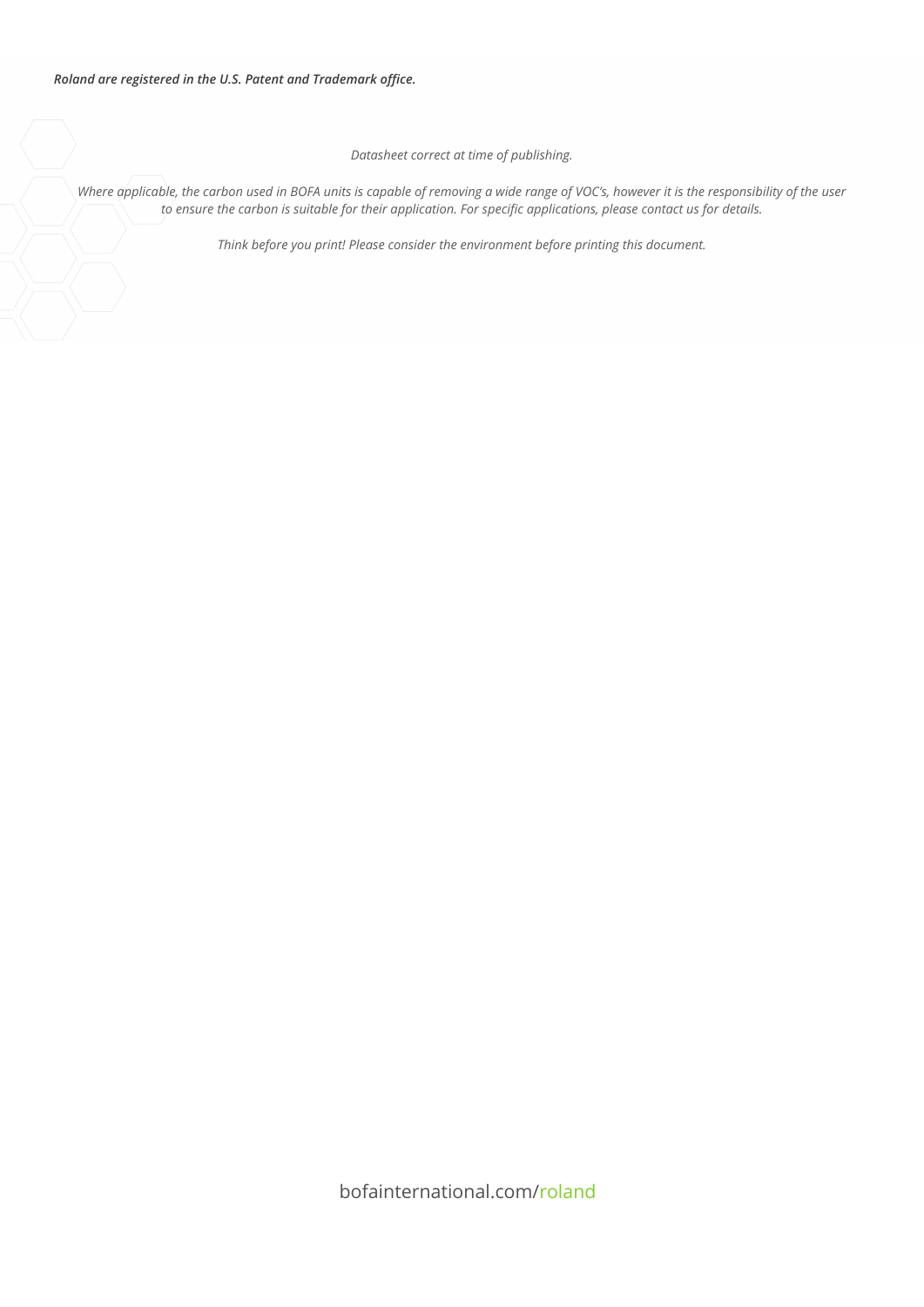***Roland are registered in the U.S. Patent and Trademark office.***

*Datasheet correct at time of publishing.*

*Where applicable, the carbon used in BOFA units is capable of removing a wide range of VOC's, however it is the responsibility of the user to ensure the carbon is suitable for their application. For specific applications, please contact us for details.*

*Think before you print! Please consider the environment before printing this document.*

bofainternational.com/roland